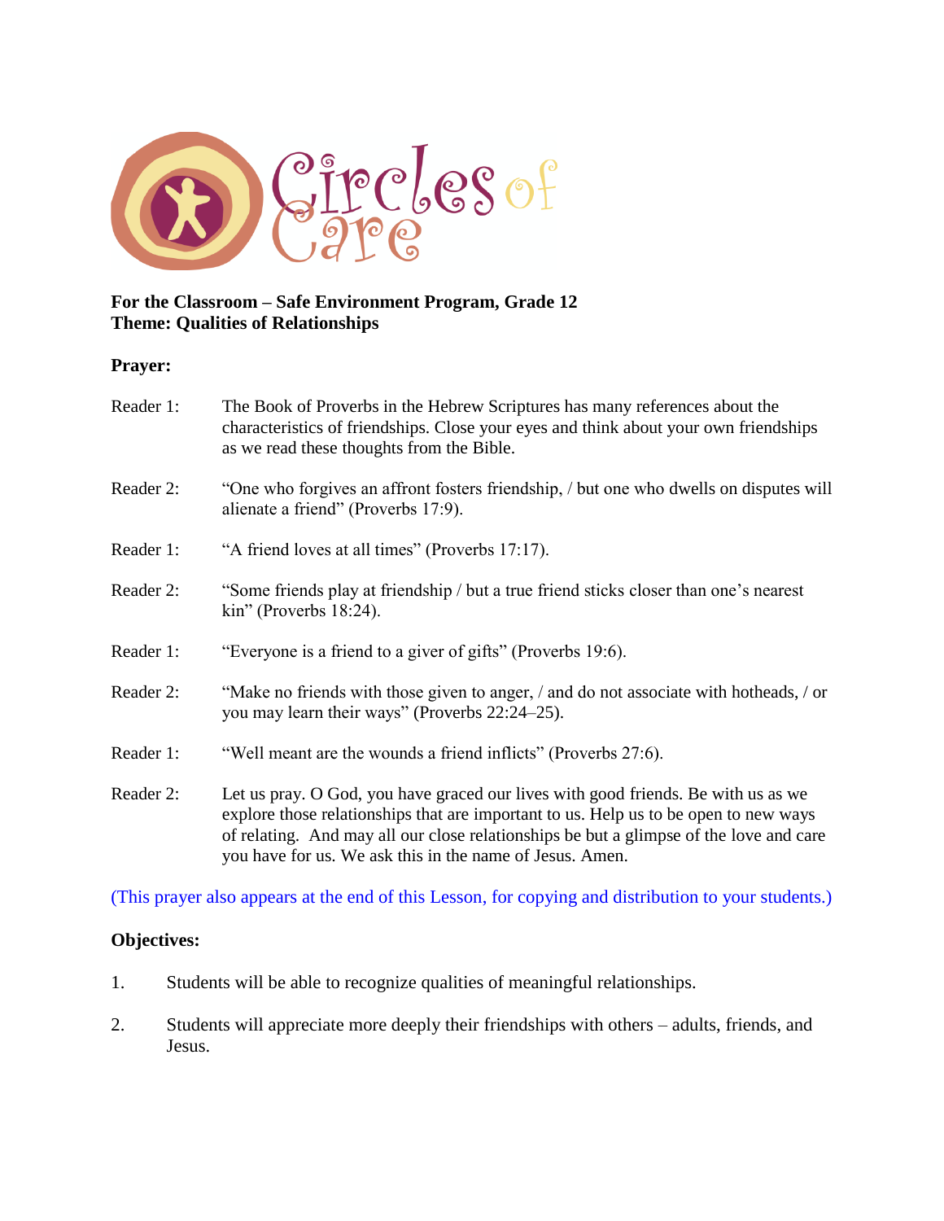Circles of Care

**For the Classroom – Safe Environment Program, Grade 12**
**Theme: Qualities of Relationships**

**Prayer:**

Reader 1: The Book of Proverbs in the Hebrew Scriptures has many references about the characteristics of friendships. Close your eyes and think about your own friendships as we read these thoughts from the Bible.

Reader 2: "One who forgives an affront fosters friendship, / but one who dwells on disputes will alienate a friend" (Proverbs 17:9).

Reader 1: "A friend loves at all times" (Proverbs 17:17).

Reader 2: "Some friends play at friendship / but a true friend sticks closer than one's nearest kin" (Proverbs 18:24).

Reader 1: "Everyone is a friend to a giver of gifts" (Proverbs 19:6).

Reader 2: "Make no friends with those given to anger, / and do not associate with hotheads, / or you may learn their ways" (Proverbs 22:24–25).

Reader 1: "Well meant are the wounds a friend inflicts" (Proverbs 27:6).

Reader 2: Let us pray. O God, you have graced our lives with good friends. Be with us as we explore those relationships that are important to us. Help us to be open to new ways of relating. And may all our close relationships be but a glimpse of the love and care you have for us. We ask this in the name of Jesus. Amen.

(This prayer also appears at the end of this Lesson, for copying and distribution to your students.)

**Objectives:**

1. Students will be able to recognize qualities of meaningful relationships.

2. Students will appreciate more deeply their friendships with others – adults, friends, and Jesus.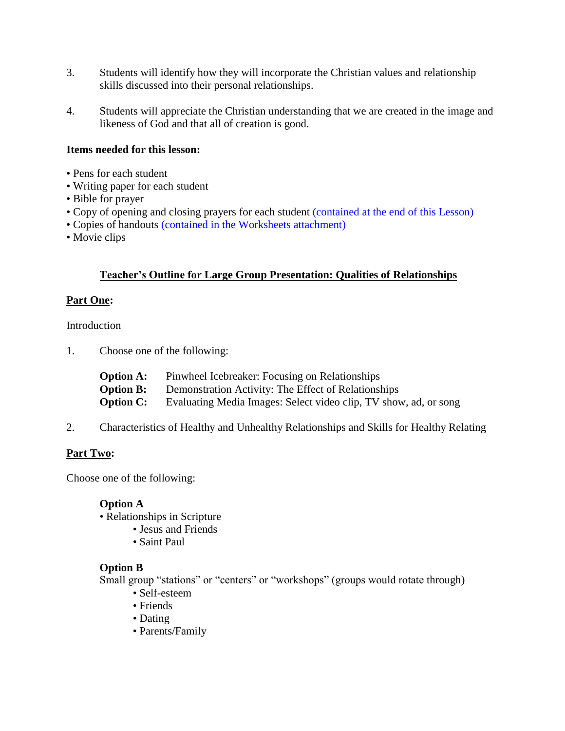3. Students will identify how they will incorporate the Christian values and relationship skills discussed into their personal relationships.

4. Students will appreciate the Christian understanding that we are created in the image and likeness of God and that all of creation is good.

**Items needed for this lesson:**

- Pens for each student
- Writing paper for each student
- Bible for prayer
- Copy of opening and closing prayers for each student (contained at the end of this Lesson)
- Copies of handouts (contained in the Worksheets attachment)
- Movie clips

## Teacher's Outline for Large Group Presentation: Qualities of Relationships

### Part One:

Introduction

1. Choose one of the following:

   **Option A:** Pinwheel Icebreaker: Focusing on Relationships
   **Option B:** Demonstration Activity: The Effect of Relationships
   **Option C:** Evaluating Media Images: Select video clip, TV show, ad, or song

2. Characteristics of Healthy and Unhealthy Relationships and Skills for Healthy Relating

### Part Two:

Choose one of the following:

**Option A**

- Relationships in Scripture
  - Jesus and Friends
  - Saint Paul

**Option B**

Small group "stations" or "centers" or "workshops" (groups would rotate through)

- Self-esteem
- Friends
- Dating
- Parents/Family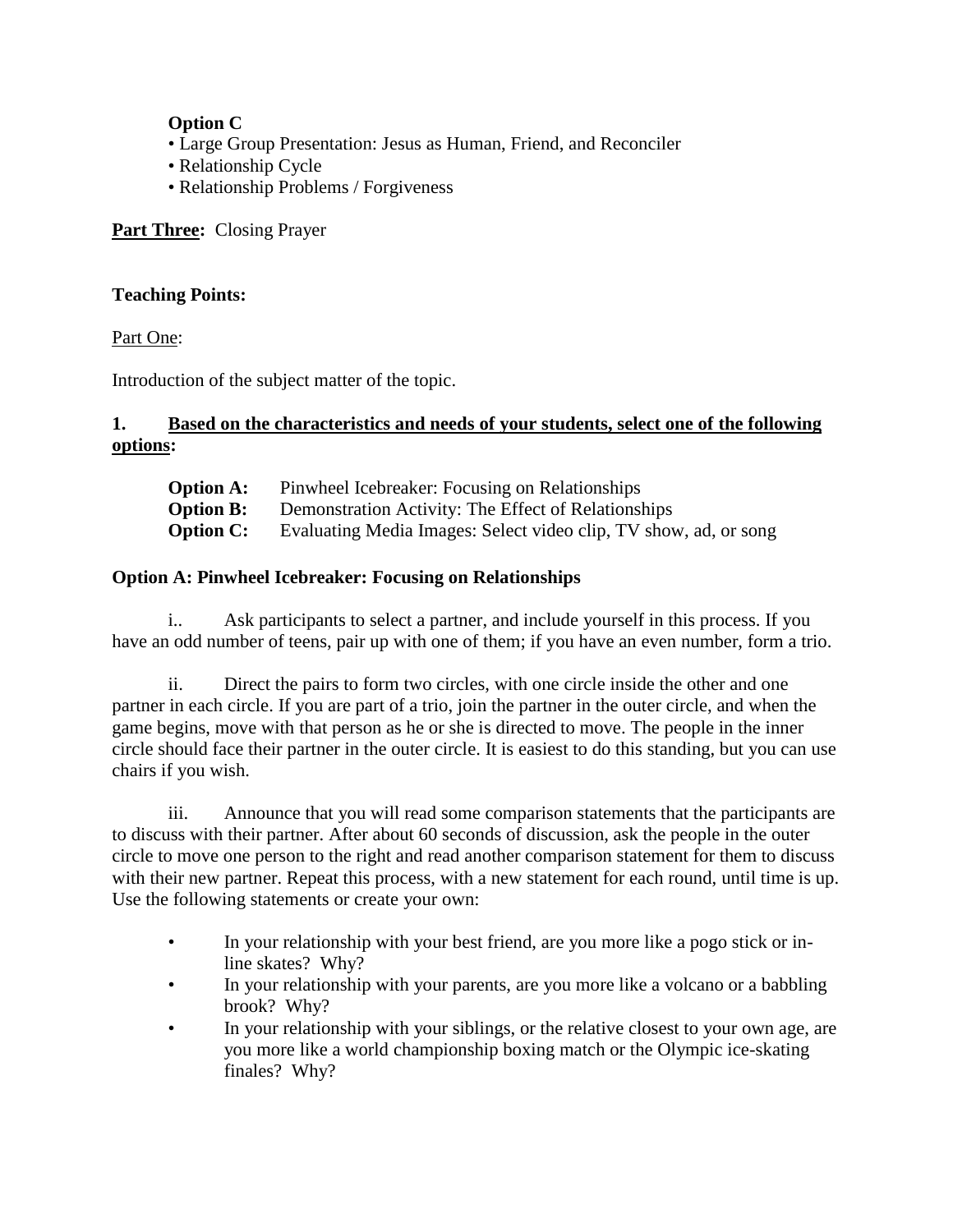**Option C**

- Large Group Presentation: Jesus as Human, Friend, and Reconciler
- Relationship Cycle
- Relationship Problems / Forgiveness

**<u>Part Three</u>:** Closing Prayer

**Teaching Points:**

<u>Part One</u>:

Introduction of the subject matter of the topic.

**1. <u>Based on the characteristics and needs of your students, select one of the following options</u>:**

**Option A:** Pinwheel Icebreaker: Focusing on Relationships
**Option B:** Demonstration Activity: The Effect of Relationships
**Option C:** Evaluating Media Images: Select video clip, TV show, ad, or song

**Option A: Pinwheel Icebreaker: Focusing on Relationships**

i.. Ask participants to select a partner, and include yourself in this process. If you have an odd number of teens, pair up with one of them; if you have an even number, form a trio.

ii. Direct the pairs to form two circles, with one circle inside the other and one partner in each circle. If you are part of a trio, join the partner in the outer circle, and when the game begins, move with that person as he or she is directed to move. The people in the inner circle should face their partner in the outer circle. It is easiest to do this standing, but you can use chairs if you wish.

iii. Announce that you will read some comparison statements that the participants are to discuss with their partner. After about 60 seconds of discussion, ask the people in the outer circle to move one person to the right and read another comparison statement for them to discuss with their new partner. Repeat this process, with a new statement for each round, until time is up. Use the following statements or create your own:

- In your relationship with your best friend, are you more like a pogo stick or in-line skates? Why?
- In your relationship with your parents, are you more like a volcano or a babbling brook? Why?
- In your relationship with your siblings, or the relative closest to your own age, are you more like a world championship boxing match or the Olympic ice-skating finales? Why?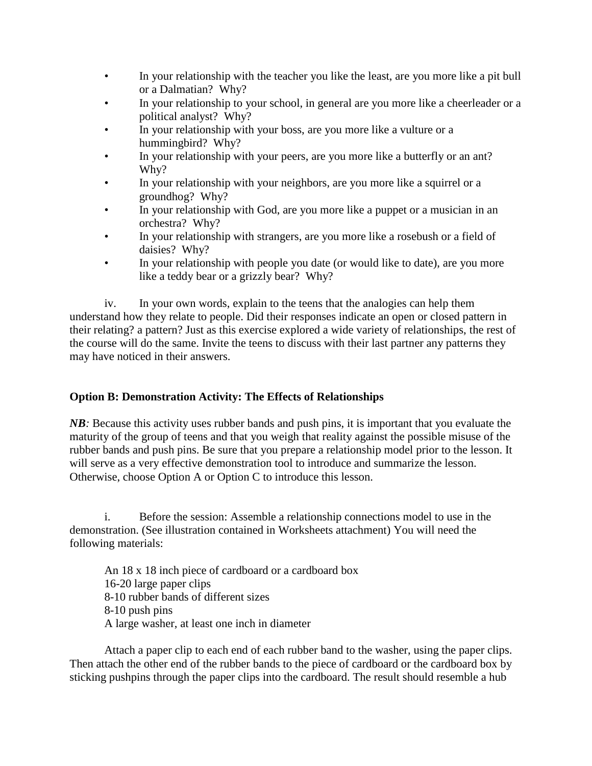- In your relationship with the teacher you like the least, are you more like a pit bull or a Dalmatian? Why?
- In your relationship to your school, in general are you more like a cheerleader or a political analyst? Why?
- In your relationship with your boss, are you more like a vulture or a hummingbird? Why?
- In your relationship with your peers, are you more like a butterfly or an ant? Why?
- In your relationship with your neighbors, are you more like a squirrel or a groundhog? Why?
- In your relationship with God, are you more like a puppet or a musician in an orchestra? Why?
- In your relationship with strangers, are you more like a rosebush or a field of daisies? Why?
- In your relationship with people you date (or would like to date), are you more like a teddy bear or a grizzly bear? Why?

iv. In your own words, explain to the teens that the analogies can help them understand how they relate to people. Did their responses indicate an open or closed pattern in their relating? a pattern? Just as this exercise explored a wide variety of relationships, the rest of the course will do the same. Invite the teens to discuss with their last partner any patterns they may have noticed in their answers.

**Option B: Demonstration Activity: The Effects of Relationships**

***NB**:* Because this activity uses rubber bands and push pins, it is important that you evaluate the maturity of the group of teens and that you weigh that reality against the possible misuse of the rubber bands and push pins. Be sure that you prepare a relationship model prior to the lesson. It will serve as a very effective demonstration tool to introduce and summarize the lesson. Otherwise, choose Option A or Option C to introduce this lesson.

i. Before the session: Assemble a relationship connections model to use in the demonstration. (See illustration contained in Worksheets attachment) You will need the following materials:

An 18 x 18 inch piece of cardboard or a cardboard box
16-20 large paper clips
8-10 rubber bands of different sizes
8-10 push pins
A large washer, at least one inch in diameter

Attach a paper clip to each end of each rubber band to the washer, using the paper clips. Then attach the other end of the rubber bands to the piece of cardboard or the cardboard box by sticking pushpins through the paper clips into the cardboard. The result should resemble a hub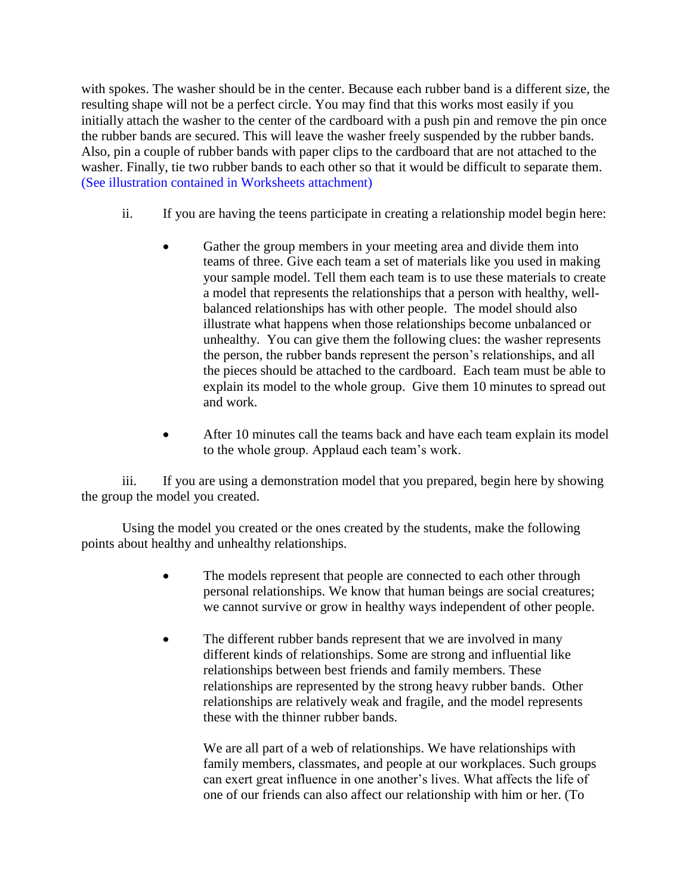with spokes. The washer should be in the center. Because each rubber band is a different size, the resulting shape will not be a perfect circle. You may find that this works most easily if you initially attach the washer to the center of the cardboard with a push pin and remove the pin once the rubber bands are secured. This will leave the washer freely suspended by the rubber bands. Also, pin a couple of rubber bands with paper clips to the cardboard that are not attached to the washer. Finally, tie two rubber bands to each other so that it would be difficult to separate them. (See illustration contained in Worksheets attachment)

ii. If you are having the teens participate in creating a relationship model begin here:

- Gather the group members in your meeting area and divide them into teams of three. Give each team a set of materials like you used in making your sample model. Tell them each team is to use these materials to create a model that represents the relationships that a person with healthy, well-balanced relationships has with other people. The model should also illustrate what happens when those relationships become unbalanced or unhealthy. You can give them the following clues: the washer represents the person, the rubber bands represent the person's relationships, and all the pieces should be attached to the cardboard. Each team must be able to explain its model to the whole group. Give them 10 minutes to spread out and work.

- After 10 minutes call the teams back and have each team explain its model to the whole group. Applaud each team's work.

iii. If you are using a demonstration model that you prepared, begin here by showing the group the model you created.

Using the model you created or the ones created by the students, make the following points about healthy and unhealthy relationships.

- The models represent that people are connected to each other through personal relationships. We know that human beings are social creatures; we cannot survive or grow in healthy ways independent of other people.

- The different rubber bands represent that we are involved in many different kinds of relationships. Some are strong and influential like relationships between best friends and family members. These relationships are represented by the strong heavy rubber bands. Other relationships are relatively weak and fragile, and the model represents these with the thinner rubber bands.

  We are all part of a web of relationships. We have relationships with family members, classmates, and people at our workplaces. Such groups can exert great influence in one another's lives. What affects the life of one of our friends can also affect our relationship with him or her. (To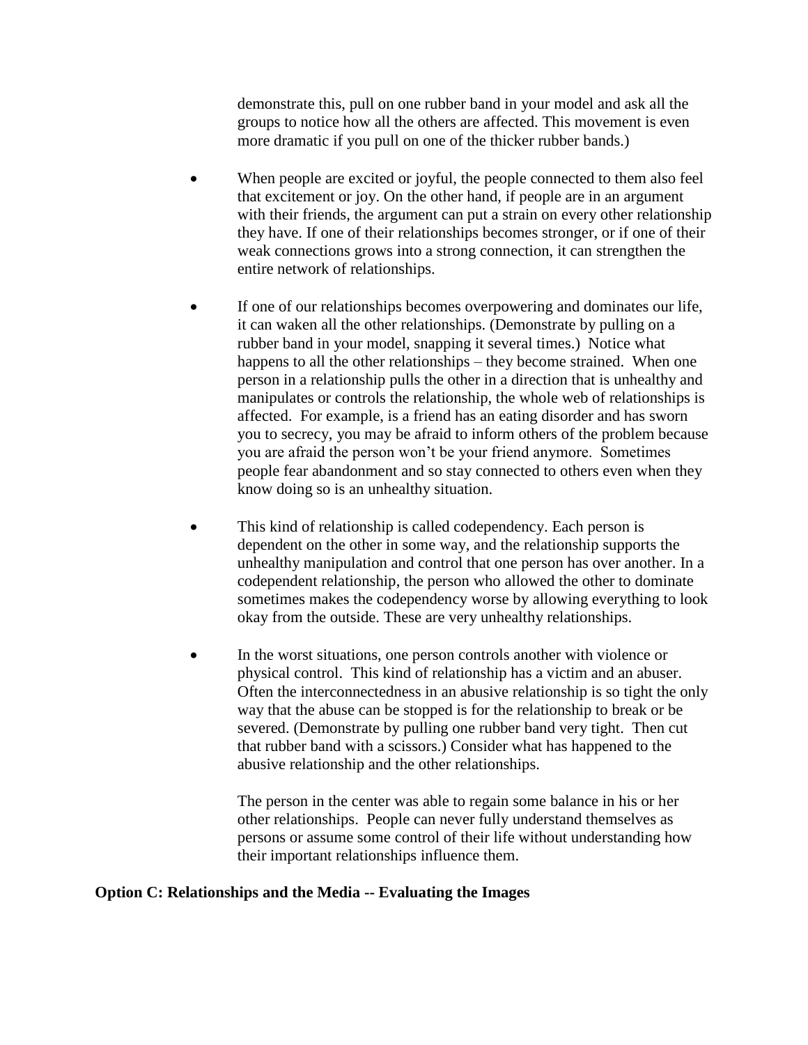demonstrate this, pull on one rubber band in your model and ask all the groups to notice how all the others are affected. This movement is even more dramatic if you pull on one of the thicker rubber bands.)

- When people are excited or joyful, the people connected to them also feel that excitement or joy. On the other hand, if people are in an argument with their friends, the argument can put a strain on every other relationship they have. If one of their relationships becomes stronger, or if one of their weak connections grows into a strong connection, it can strengthen the entire network of relationships.

- If one of our relationships becomes overpowering and dominates our life, it can waken all the other relationships. (Demonstrate by pulling on a rubber band in your model, snapping it several times.) Notice what happens to all the other relationships – they become strained. When one person in a relationship pulls the other in a direction that is unhealthy and manipulates or controls the relationship, the whole web of relationships is affected. For example, is a friend has an eating disorder and has sworn you to secrecy, you may be afraid to inform others of the problem because you are afraid the person won't be your friend anymore. Sometimes people fear abandonment and so stay connected to others even when they know doing so is an unhealthy situation.

- This kind of relationship is called codependency. Each person is dependent on the other in some way, and the relationship supports the unhealthy manipulation and control that one person has over another. In a codependent relationship, the person who allowed the other to dominate sometimes makes the codependency worse by allowing everything to look okay from the outside. These are very unhealthy relationships.

- In the worst situations, one person controls another with violence or physical control. This kind of relationship has a victim and an abuser. Often the interconnectedness in an abusive relationship is so tight the only way that the abuse can be stopped is for the relationship to break or be severed. (Demonstrate by pulling one rubber band very tight. Then cut that rubber band with a scissors.) Consider what has happened to the abusive relationship and the other relationships.

  The person in the center was able to regain some balance in his or her other relationships. People can never fully understand themselves as persons or assume some control of their life without understanding how their important relationships influence them.

**Option C: Relationships and the Media -- Evaluating the Images**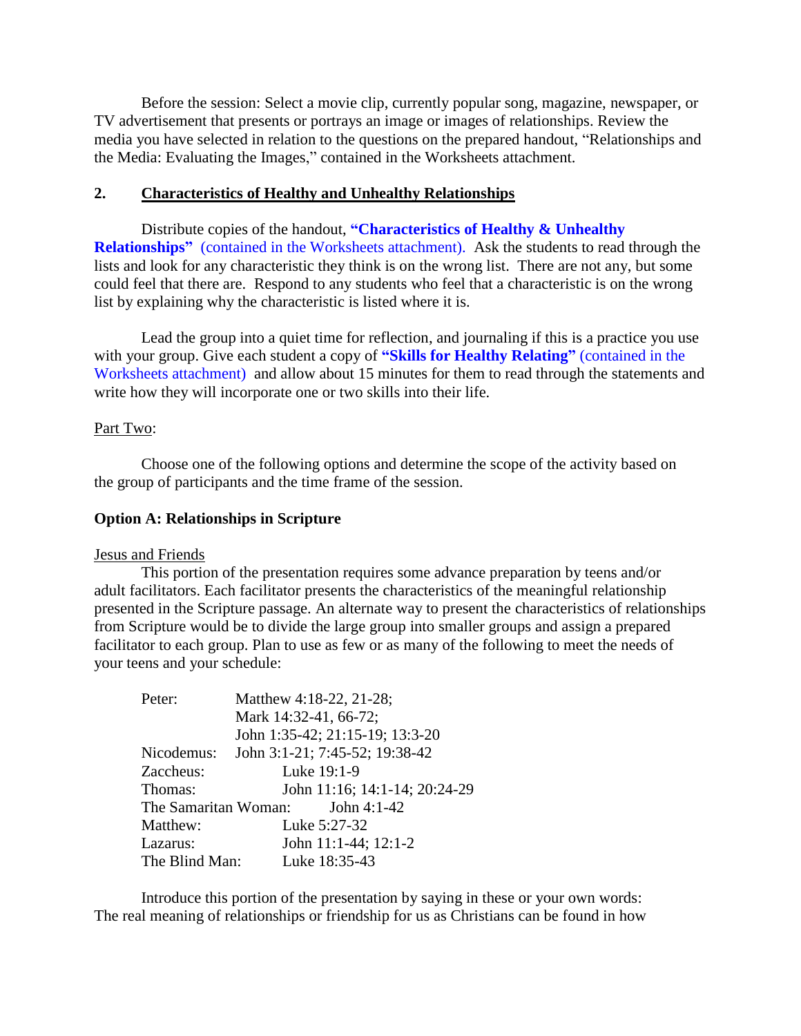Before the session: Select a movie clip, currently popular song, magazine, newspaper, or TV advertisement that presents or portrays an image or images of relationships. Review the media you have selected in relation to the questions on the prepared handout, "Relationships and the Media: Evaluating the Images," contained in the Worksheets attachment.

## 2. Characteristics of Healthy and Unhealthy Relationships

Distribute copies of the handout, **"Characteristics of Healthy & Unhealthy Relationships"** (contained in the Worksheets attachment). Ask the students to read through the lists and look for any characteristic they think is on the wrong list. There are not any, but some could feel that there are. Respond to any students who feel that a characteristic is on the wrong list by explaining why the characteristic is listed where it is.

Lead the group into a quiet time for reflection, and journaling if this is a practice you use with your group. Give each student a copy of **"Skills for Healthy Relating"** (contained in the Worksheets attachment) and allow about 15 minutes for them to read through the statements and write how they will incorporate one or two skills into their life.

Part Two:

Choose one of the following options and determine the scope of the activity based on the group of participants and the time frame of the session.

### Option A: Relationships in Scripture

Jesus and Friends

This portion of the presentation requires some advance preparation by teens and/or adult facilitators. Each facilitator presents the characteristics of the meaningful relationship presented in the Scripture passage. An alternate way to present the characteristics of relationships from Scripture would be to divide the large group into smaller groups and assign a prepared facilitator to each group. Plan to use as few or as many of the following to meet the needs of your teens and your schedule:

| | |
|---|---|
| Peter: | Matthew 4:18-22, 21-28; Mark 14:32-41, 66-72; John 1:35-42; 21:15-19; 13:3-20 |
| Nicodemus: | John 3:1-21; 7:45-52; 19:38-42 |
| Zaccheus: | Luke 19:1-9 |
| Thomas: | John 11:16; 14:1-14; 20:24-29 |
| The Samaritan Woman: | John 4:1-42 |
| Matthew: | Luke 5:27-32 |
| Lazarus: | John 11:1-44; 12:1-2 |
| The Blind Man: | Luke 18:35-43 |

Introduce this portion of the presentation by saying in these or your own words: The real meaning of relationships or friendship for us as Christians can be found in how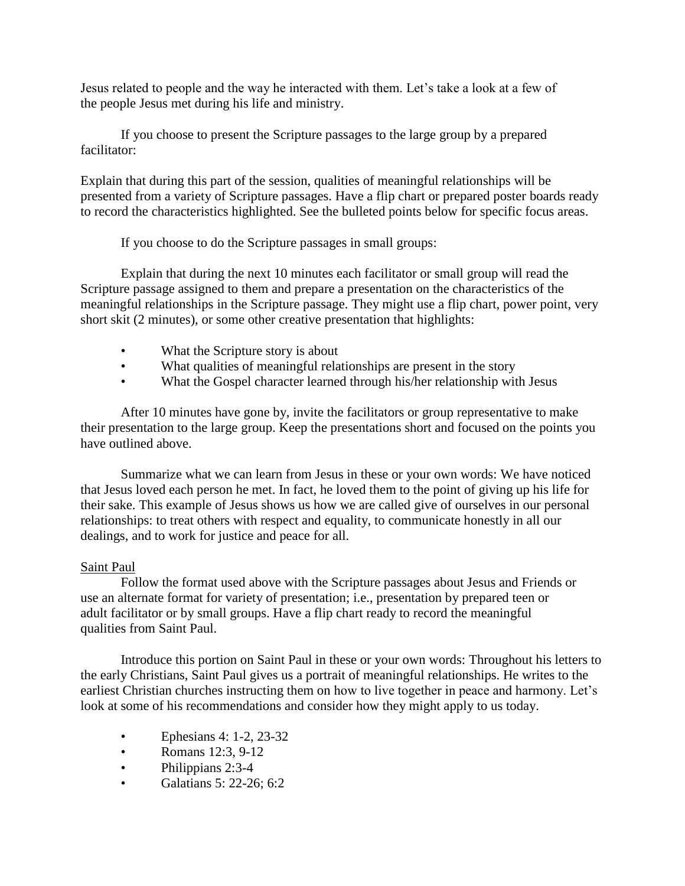Jesus related to people and the way he interacted with them. Let's take a look at a few of the people Jesus met during his life and ministry.

If you choose to present the Scripture passages to the large group by a prepared facilitator:

Explain that during this part of the session, qualities of meaningful relationships will be presented from a variety of Scripture passages. Have a flip chart or prepared poster boards ready to record the characteristics highlighted. See the bulleted points below for specific focus areas.

If you choose to do the Scripture passages in small groups:

Explain that during the next 10 minutes each facilitator or small group will read the Scripture passage assigned to them and prepare a presentation on the characteristics of the meaningful relationships in the Scripture passage. They might use a flip chart, power point, very short skit (2 minutes), or some other creative presentation that highlights:

- What the Scripture story is about
- What qualities of meaningful relationships are present in the story
- What the Gospel character learned through his/her relationship with Jesus

After 10 minutes have gone by, invite the facilitators or group representative to make their presentation to the large group. Keep the presentations short and focused on the points you have outlined above.

Summarize what we can learn from Jesus in these or your own words: We have noticed that Jesus loved each person he met. In fact, he loved them to the point of giving up his life for their sake. This example of Jesus shows us how we are called give of ourselves in our personal relationships: to treat others with respect and equality, to communicate honestly in all our dealings, and to work for justice and peace for all.

<u>Saint Paul</u>

Follow the format used above with the Scripture passages about Jesus and Friends or use an alternate format for variety of presentation; i.e., presentation by prepared teen or adult facilitator or by small groups. Have a flip chart ready to record the meaningful qualities from Saint Paul.

Introduce this portion on Saint Paul in these or your own words: Throughout his letters to the early Christians, Saint Paul gives us a portrait of meaningful relationships. He writes to the earliest Christian churches instructing them on how to live together in peace and harmony. Let's look at some of his recommendations and consider how they might apply to us today.

- Ephesians 4: 1-2, 23-32
- Romans 12:3, 9-12
- Philippians 2:3-4
- Galatians 5: 22-26; 6:2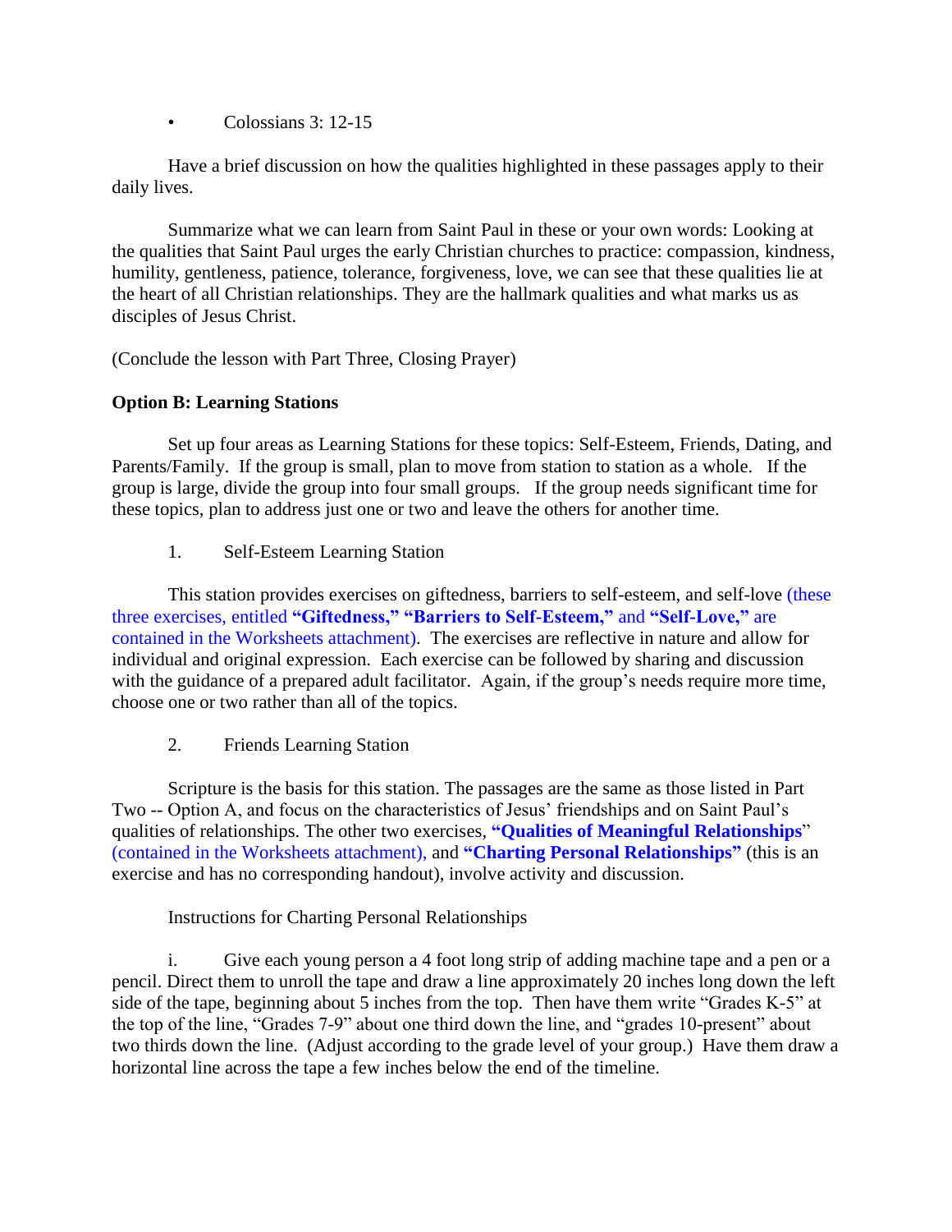- Colossians 3: 12-15

Have a brief discussion on how the qualities highlighted in these passages apply to their daily lives.

Summarize what we can learn from Saint Paul in these or your own words: Looking at the qualities that Saint Paul urges the early Christian churches to practice: compassion, kindness, humility, gentleness, patience, tolerance, forgiveness, love, we can see that these qualities lie at the heart of all Christian relationships. They are the hallmark qualities and what marks us as disciples of Jesus Christ.

(Conclude the lesson with Part Three, Closing Prayer)

**Option B: Learning Stations**

Set up four areas as Learning Stations for these topics: Self-Esteem, Friends, Dating, and Parents/Family. If the group is small, plan to move from station to station as a whole. If the group is large, divide the group into four small groups. If the group needs significant time for these topics, plan to address just one or two and leave the others for another time.

1. Self-Esteem Learning Station

This station provides exercises on giftedness, barriers to self-esteem, and self-love (these three exercises, entitled **"Giftedness," "Barriers to Self-Esteem,"** and **"Self-Love,"** are contained in the Worksheets attachment). The exercises are reflective in nature and allow for individual and original expression. Each exercise can be followed by sharing and discussion with the guidance of a prepared adult facilitator. Again, if the group's needs require more time, choose one or two rather than all of the topics.

2. Friends Learning Station

Scripture is the basis for this station. The passages are the same as those listed in Part Two -- Option A, and focus on the characteristics of Jesus' friendships and on Saint Paul's qualities of relationships. The other two exercises, **"Qualities of Meaningful Relationships"** (contained in the Worksheets attachment), and **"Charting Personal Relationships"** (this is an exercise and has no corresponding handout), involve activity and discussion.

Instructions for Charting Personal Relationships

i. Give each young person a 4 foot long strip of adding machine tape and a pen or a pencil. Direct them to unroll the tape and draw a line approximately 20 inches long down the left side of the tape, beginning about 5 inches from the top. Then have them write "Grades K-5" at the top of the line, "Grades 7-9" about one third down the line, and "grades 10-present" about two thirds down the line. (Adjust according to the grade level of your group.) Have them draw a horizontal line across the tape a few inches below the end of the timeline.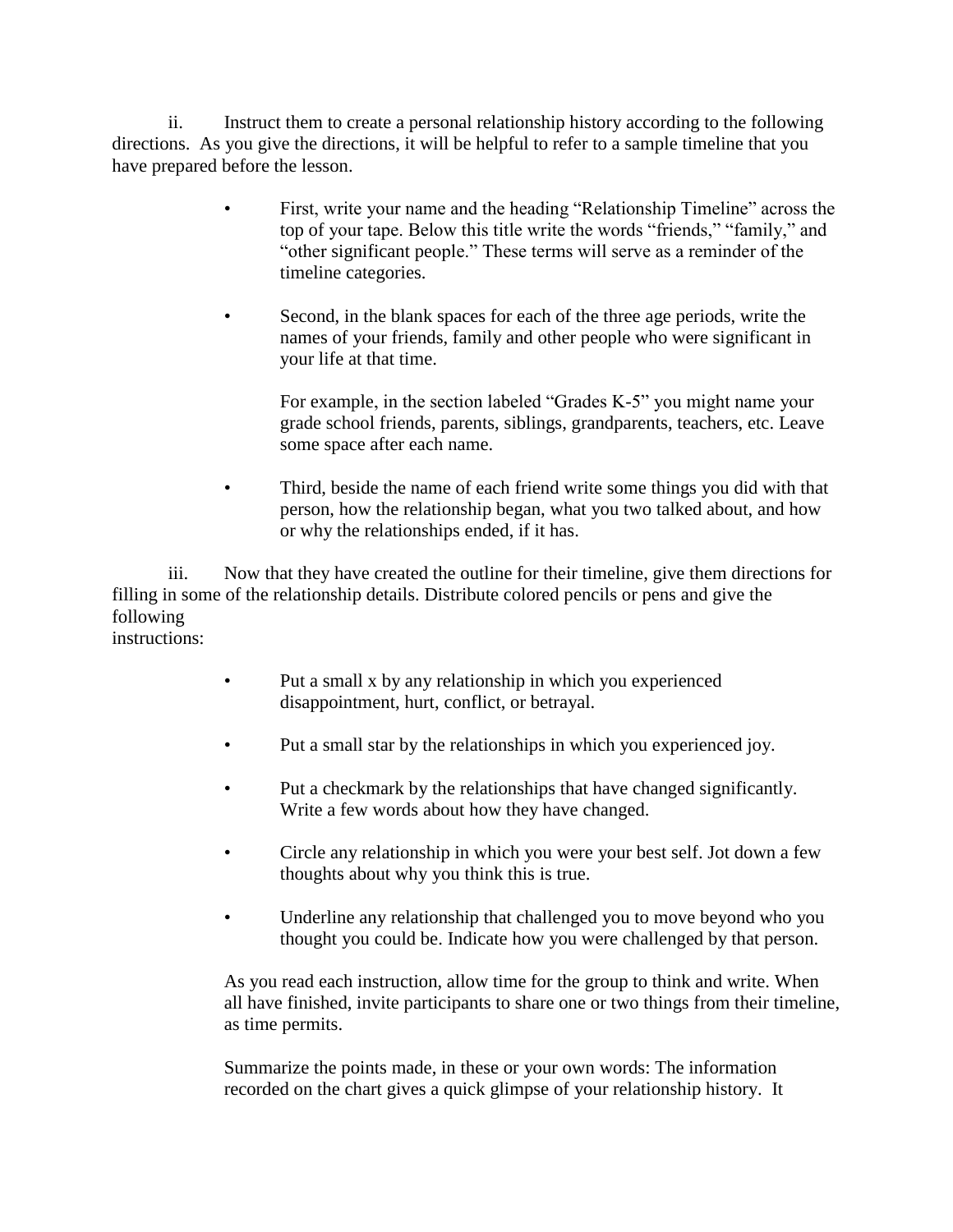ii. Instruct them to create a personal relationship history according to the following directions. As you give the directions, it will be helpful to refer to a sample timeline that you have prepared before the lesson.

- First, write your name and the heading "Relationship Timeline" across the top of your tape. Below this title write the words "friends," "family," and "other significant people." These terms will serve as a reminder of the timeline categories.

- Second, in the blank spaces for each of the three age periods, write the names of your friends, family and other people who were significant in your life at that time.

  For example, in the section labeled "Grades K-5" you might name your grade school friends, parents, siblings, grandparents, teachers, etc. Leave some space after each name.

- Third, beside the name of each friend write some things you did with that person, how the relationship began, what you two talked about, and how or why the relationships ended, if it has.

iii. Now that they have created the outline for their timeline, give them directions for filling in some of the relationship details. Distribute colored pencils or pens and give the following instructions:

- Put a small x by any relationship in which you experienced disappointment, hurt, conflict, or betrayal.

- Put a small star by the relationships in which you experienced joy.

- Put a checkmark by the relationships that have changed significantly. Write a few words about how they have changed.

- Circle any relationship in which you were your best self. Jot down a few thoughts about why you think this is true.

- Underline any relationship that challenged you to move beyond who you thought you could be. Indicate how you were challenged by that person.

As you read each instruction, allow time for the group to think and write. When all have finished, invite participants to share one or two things from their timeline, as time permits.

Summarize the points made, in these or your own words: The information recorded on the chart gives a quick glimpse of your relationship history. It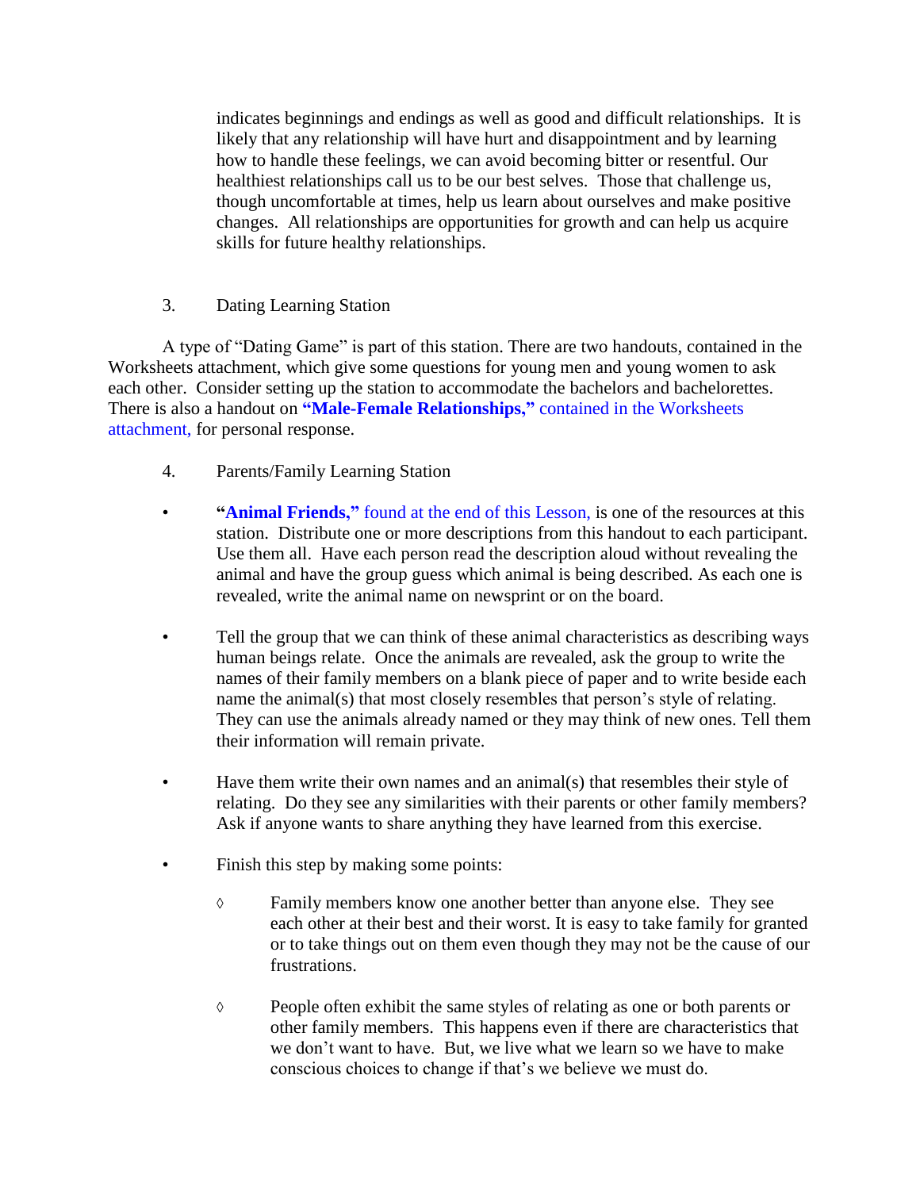indicates beginnings and endings as well as good and difficult relationships. It is likely that any relationship will have hurt and disappointment and by learning how to handle these feelings, we can avoid becoming bitter or resentful. Our healthiest relationships call us to be our best selves. Those that challenge us, though uncomfortable at times, help us learn about ourselves and make positive changes. All relationships are opportunities for growth and can help us acquire skills for future healthy relationships.

3. Dating Learning Station

A type of "Dating Game" is part of this station. There are two handouts, contained in the Worksheets attachment, which give some questions for young men and young women to ask each other. Consider setting up the station to accommodate the bachelors and bachelorettes. There is also a handout on **"Male-Female Relationships,"** contained in the Worksheets attachment, for personal response.

4. Parents/Family Learning Station

- **"Animal Friends,"** found at the end of this Lesson, is one of the resources at this station. Distribute one or more descriptions from this handout to each participant. Use them all. Have each person read the description aloud without revealing the animal and have the group guess which animal is being described. As each one is revealed, write the animal name on newsprint or on the board.

- Tell the group that we can think of these animal characteristics as describing ways human beings relate. Once the animals are revealed, ask the group to write the names of their family members on a blank piece of paper and to write beside each name the animal(s) that most closely resembles that person's style of relating. They can use the animals already named or they may think of new ones. Tell them their information will remain private.

- Have them write their own names and an animal(s) that resembles their style of relating. Do they see any similarities with their parents or other family members? Ask if anyone wants to share anything they have learned from this exercise.

- Finish this step by making some points:

  - ◊ Family members know one another better than anyone else. They see each other at their best and their worst. It is easy to take family for granted or to take things out on them even though they may not be the cause of our frustrations.

  - ◊ People often exhibit the same styles of relating as one or both parents or other family members. This happens even if there are characteristics that we don't want to have. But, we live what we learn so we have to make conscious choices to change if that's we believe we must do.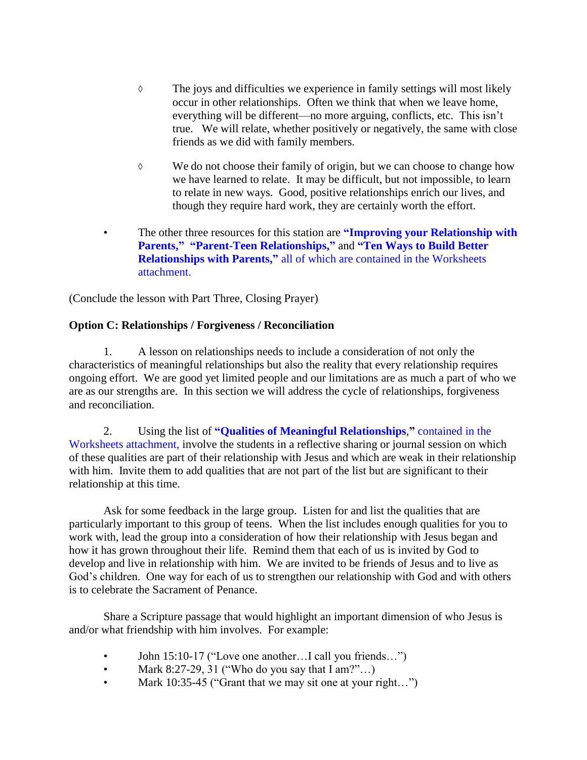- ◊ The joys and difficulties we experience in family settings will most likely occur in other relationships. Often we think that when we leave home, everything will be different—no more arguing, conflicts, etc. This isn't true. We will relate, whether positively or negatively, the same with close friends as we did with family members.

- ◊ We do not choose their family of origin, but we can choose to change how we have learned to relate. It may be difficult, but not impossible, to learn to relate in new ways. Good, positive relationships enrich our lives, and though they require hard work, they are certainly worth the effort.

- The other three resources for this station are **"Improving your Relationship with Parents," "Parent-Teen Relationships,"** and **"Ten Ways to Build Better Relationships with Parents,"** all of which are contained in the Worksheets attachment.

(Conclude the lesson with Part Three, Closing Prayer)

**Option C: Relationships / Forgiveness / Reconciliation**

1. A lesson on relationships needs to include a consideration of not only the characteristics of meaningful relationships but also the reality that every relationship requires ongoing effort. We are good yet limited people and our limitations are as much a part of who we are as our strengths are. In this section we will address the cycle of relationships, forgiveness and reconciliation.

2. Using the list of **"Qualities of Meaningful Relationships,"** contained in the Worksheets attachment, involve the students in a reflective sharing or journal session on which of these qualities are part of their relationship with Jesus and which are weak in their relationship with him. Invite them to add qualities that are not part of the list but are significant to their relationship at this time.

Ask for some feedback in the large group. Listen for and list the qualities that are particularly important to this group of teens. When the list includes enough qualities for you to work with, lead the group into a consideration of how their relationship with Jesus began and how it has grown throughout their life. Remind them that each of us is invited by God to develop and live in relationship with him. We are invited to be friends of Jesus and to live as God's children. One way for each of us to strengthen our relationship with God and with others is to celebrate the Sacrament of Penance.

Share a Scripture passage that would highlight an important dimension of who Jesus is and/or what friendship with him involves. For example:

- John 15:10-17 ("Love one another…I call you friends…")
- Mark 8:27-29, 31 ("Who do you say that I am?"…)
- Mark 10:35-45 ("Grant that we may sit one at your right…")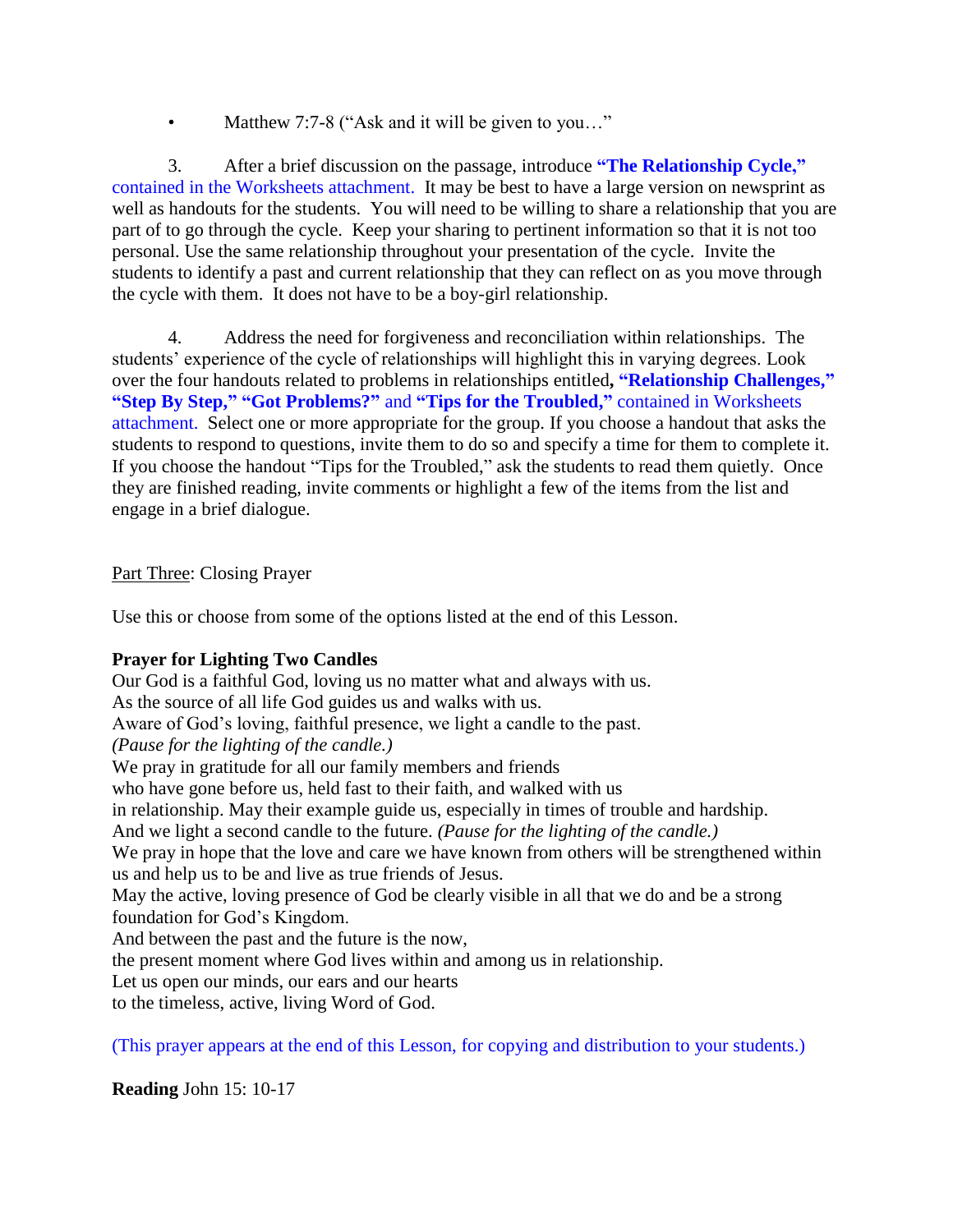- Matthew 7:7-8 ("Ask and it will be given to you…"

3. After a brief discussion on the passage, introduce **"The Relationship Cycle,"** contained in the Worksheets attachment. It may be best to have a large version on newsprint as well as handouts for the students. You will need to be willing to share a relationship that you are part of to go through the cycle. Keep your sharing to pertinent information so that it is not too personal. Use the same relationship throughout your presentation of the cycle. Invite the students to identify a past and current relationship that they can reflect on as you move through the cycle with them. It does not have to be a boy-girl relationship.

4. Address the need for forgiveness and reconciliation within relationships. The students' experience of the cycle of relationships will highlight this in varying degrees. Look over the four handouts related to problems in relationships entitled**, "Relationship Challenges," "Step By Step," "Got Problems?"** and **"Tips for the Troubled,"** contained in Worksheets attachment. Select one or more appropriate for the group. If you choose a handout that asks the students to respond to questions, invite them to do so and specify a time for them to complete it. If you choose the handout "Tips for the Troubled," ask the students to read them quietly. Once they are finished reading, invite comments or highlight a few of the items from the list and engage in a brief dialogue.

Part Three: Closing Prayer

Use this or choose from some of the options listed at the end of this Lesson.

**Prayer for Lighting Two Candles**

Our God is a faithful God, loving us no matter what and always with us.
As the source of all life God guides us and walks with us.
Aware of God's loving, faithful presence, we light a candle to the past.
*(Pause for the lighting of the candle.)*
We pray in gratitude for all our family members and friends
who have gone before us, held fast to their faith, and walked with us
in relationship. May their example guide us, especially in times of trouble and hardship.
And we light a second candle to the future. *(Pause for the lighting of the candle.)*
We pray in hope that the love and care we have known from others will be strengthened within us and help us to be and live as true friends of Jesus.
May the active, loving presence of God be clearly visible in all that we do and be a strong foundation for God's Kingdom.
And between the past and the future is the now,
the present moment where God lives within and among us in relationship.
Let us open our minds, our ears and our hearts
to the timeless, active, living Word of God.

(This prayer appears at the end of this Lesson, for copying and distribution to your students.)

**Reading** John 15: 10-17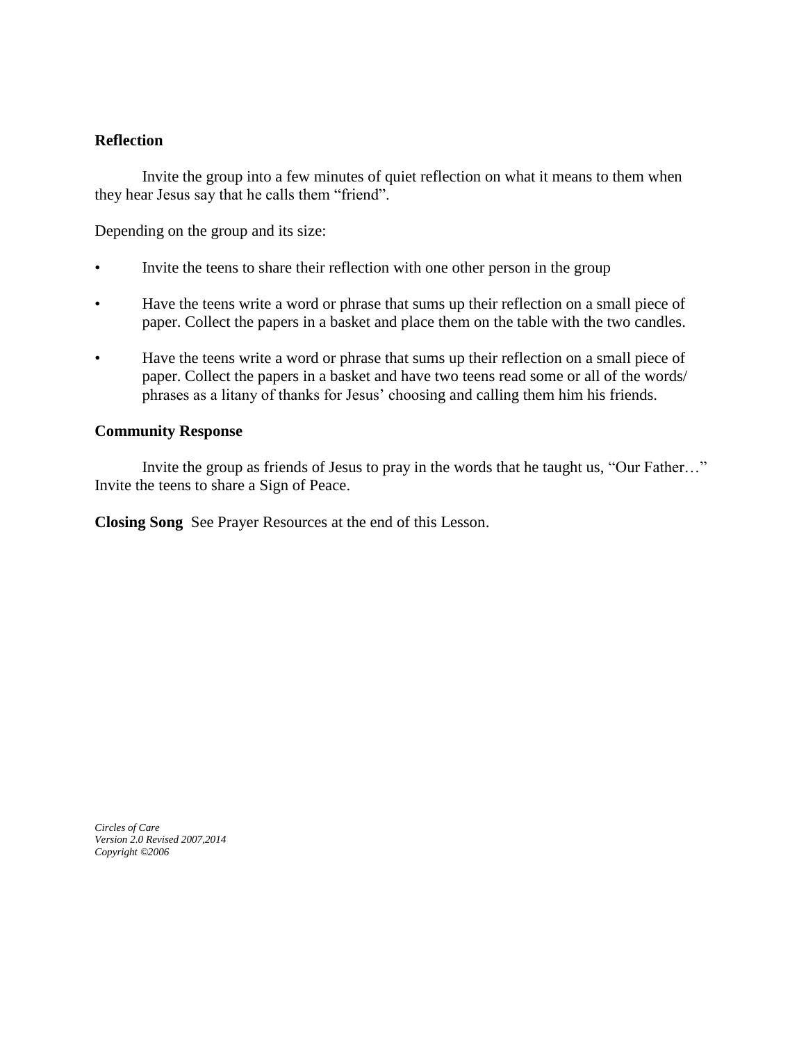**Reflection**

Invite the group into a few minutes of quiet reflection on what it means to them when they hear Jesus say that he calls them "friend".

Depending on the group and its size:

- Invite the teens to share their reflection with one other person in the group
- Have the teens write a word or phrase that sums up their reflection on a small piece of paper. Collect the papers in a basket and place them on the table with the two candles.
- Have the teens write a word or phrase that sums up their reflection on a small piece of paper. Collect the papers in a basket and have two teens read some or all of the words/ phrases as a litany of thanks for Jesus' choosing and calling them him his friends.

**Community Response**

Invite the group as friends of Jesus to pray in the words that he taught us, "Our Father…" Invite the teens to share a Sign of Peace.

**Closing Song** See Prayer Resources at the end of this Lesson.

*Circles of Care*
*Version 2.0 Revised 2007,2014*
*Copyright ©2006*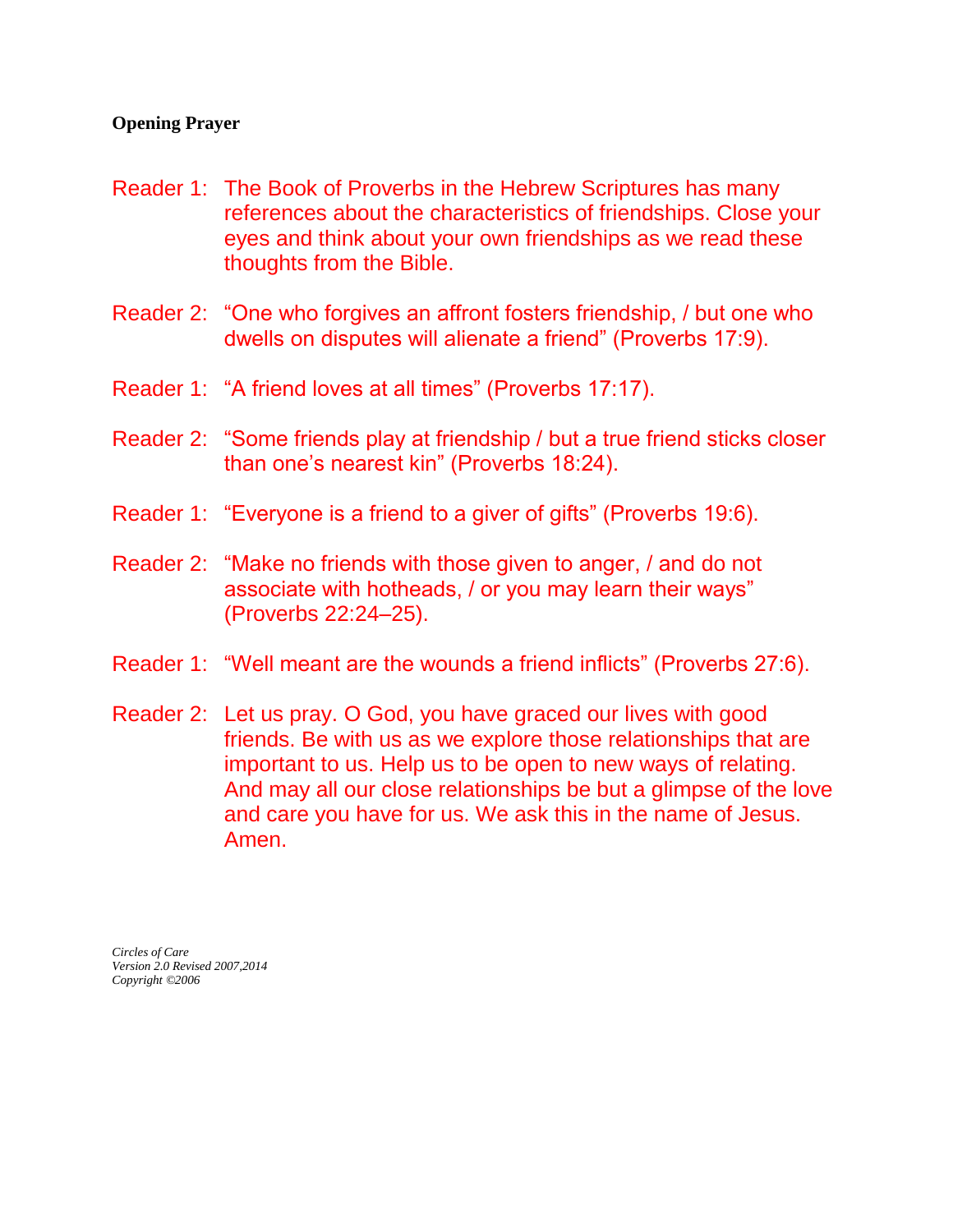**Opening Prayer**

Reader 1: The Book of Proverbs in the Hebrew Scriptures has many references about the characteristics of friendships. Close your eyes and think about your own friendships as we read these thoughts from the Bible.

Reader 2: "One who forgives an affront fosters friendship, / but one who dwells on disputes will alienate a friend" (Proverbs 17:9).

Reader 1: "A friend loves at all times" (Proverbs 17:17).

Reader 2: "Some friends play at friendship / but a true friend sticks closer than one's nearest kin" (Proverbs 18:24).

Reader 1: "Everyone is a friend to a giver of gifts" (Proverbs 19:6).

Reader 2: "Make no friends with those given to anger, / and do not associate with hotheads, / or you may learn their ways" (Proverbs 22:24–25).

Reader 1: "Well meant are the wounds a friend inflicts" (Proverbs 27:6).

Reader 2: Let us pray. O God, you have graced our lives with good friends. Be with us as we explore those relationships that are important to us. Help us to be open to new ways of relating. And may all our close relationships be but a glimpse of the love and care you have for us. We ask this in the name of Jesus. Amen.

*Circles of Care*
*Version 2.0 Revised 2007,2014*
*Copyright ©2006*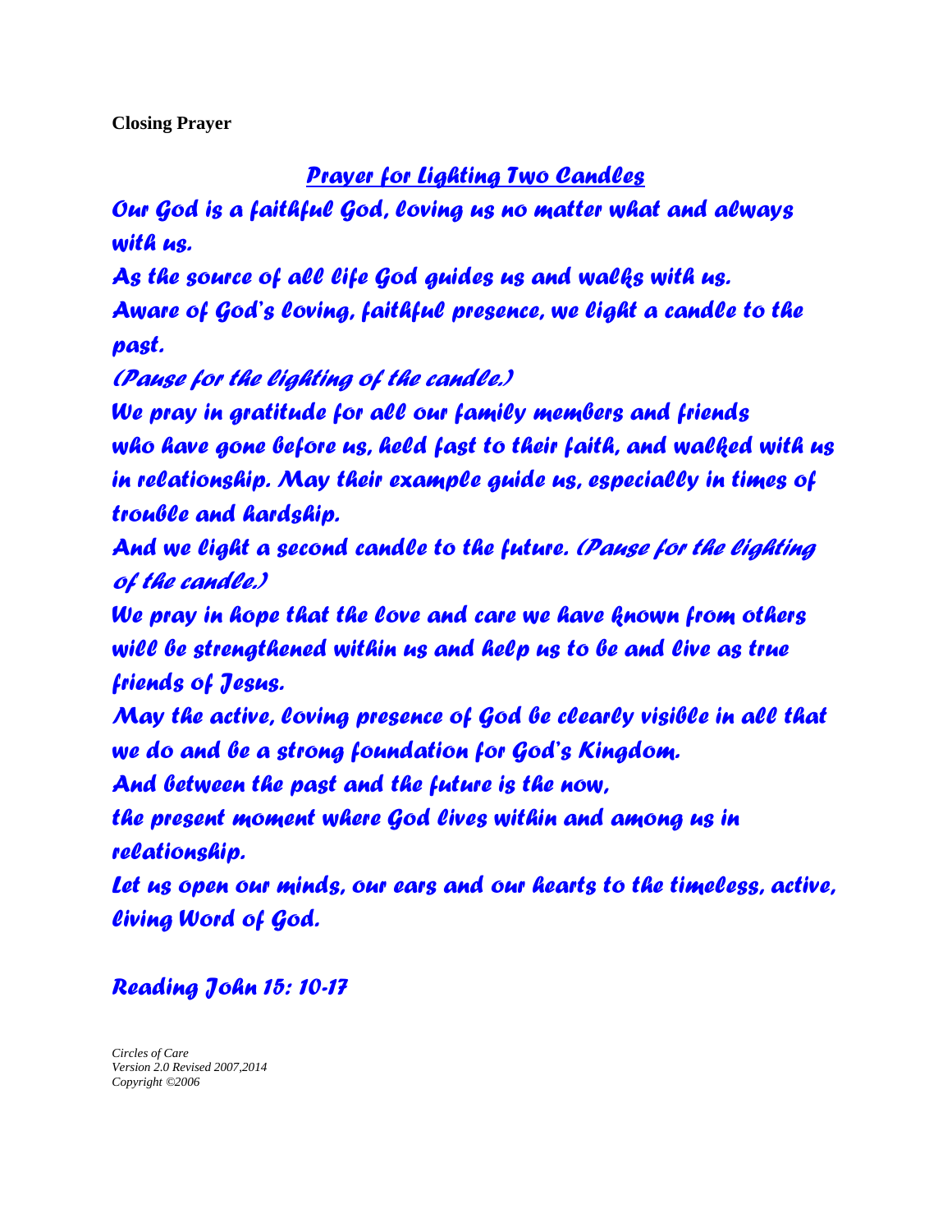**Closing Prayer**

***Prayer for Lighting Two Candles***

*Our God is a faithful God, loving us no matter what and always with us.*

*As the source of all life God guides us and walks with us.*

*Aware of God's loving, faithful presence, we light a candle to the past.*

*(Pause for the lighting of the candle.)*

*We pray in gratitude for all our family members and friends who have gone before us, held fast to their faith, and walked with us in relationship. May their example guide us, especially in times of trouble and hardship.*

*And we light a second candle to the future. (Pause for the lighting of the candle.)*

*We pray in hope that the love and care we have known from others will be strengthened within us and help us to be and live as true friends of Jesus.*

*May the active, loving presence of God be clearly visible in all that we do and be a strong foundation for God's Kingdom.*

*And between the past and the future is the now,*

*the present moment where God lives within and among us in relationship.*

*Let us open our minds, our ears and our hearts to the timeless, active, living Word of God.*

*Reading John 15: 10-17*

*Circles of Care*
*Version 2.0 Revised 2007,2014*
*Copyright ©2006*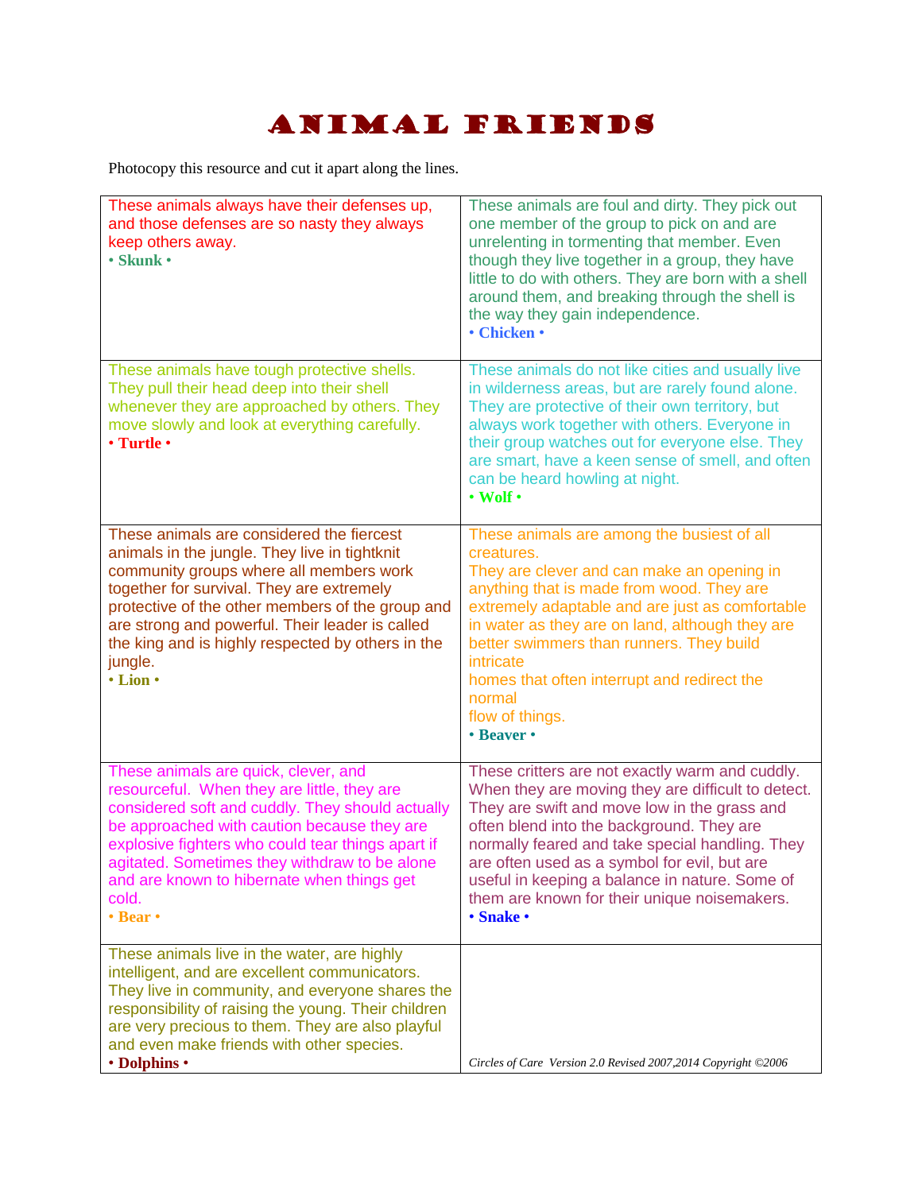# Animal Friends

Photocopy this resource and cut it apart along the lines.

| | |
|---|---|
| These animals always have their defenses up, and those defenses are so nasty they always keep others away.<br>**• Skunk •** | These animals are foul and dirty. They pick out one member of the group to pick on and are unrelenting in tormenting that member. Even though they live together in a group, they have little to do with others. They are born with a shell around them, and breaking through the shell is the way they gain independence.<br>**• Chicken •** |
| These animals have tough protective shells. They pull their head deep into their shell whenever they are approached by others. They move slowly and look at everything carefully.<br>**• Turtle •** | These animals do not like cities and usually live in wilderness areas, but are rarely found alone. They are protective of their own territory, but always work together with others. Everyone in their group watches out for everyone else. They are smart, have a keen sense of smell, and often can be heard howling at night.<br>**• Wolf •** |
| These animals are considered the fiercest animals in the jungle. They live in tightknit community groups where all members work together for survival. They are extremely protective of the other members of the group and are strong and powerful. Their leader is called the king and is highly respected by others in the jungle.<br>**• Lion •** | These animals are among the busiest of all creatures.<br>They are clever and can make an opening in anything that is made from wood. They are extremely adaptable and are just as comfortable in water as they are on land, although they are better swimmers than runners. They build intricate<br>homes that often interrupt and redirect the normal<br>flow of things.<br>**• Beaver •** |
| These animals are quick, clever, and resourceful. When they are little, they are considered soft and cuddly. They should actually be approached with caution because they are explosive fighters who could tear things apart if agitated. Sometimes they withdraw to be alone and are known to hibernate when things get cold.<br>**• Bear •** | These critters are not exactly warm and cuddly. When they are moving they are difficult to detect. They are swift and move low in the grass and often blend into the background. They are normally feared and take special handling. They are often used as a symbol for evil, but are useful in keeping a balance in nature. Some of them are known for their unique noisemakers.<br>**• Snake •** |
| These animals live in the water, are highly intelligent, and are excellent communicators. They live in community, and everyone shares the responsibility of raising the young. Their children are very precious to them. They are also playful and even make friends with other species.<br>**• Dolphins •** | *Circles of Care Version 2.0 Revised 2007,2014 Copyright ©2006* |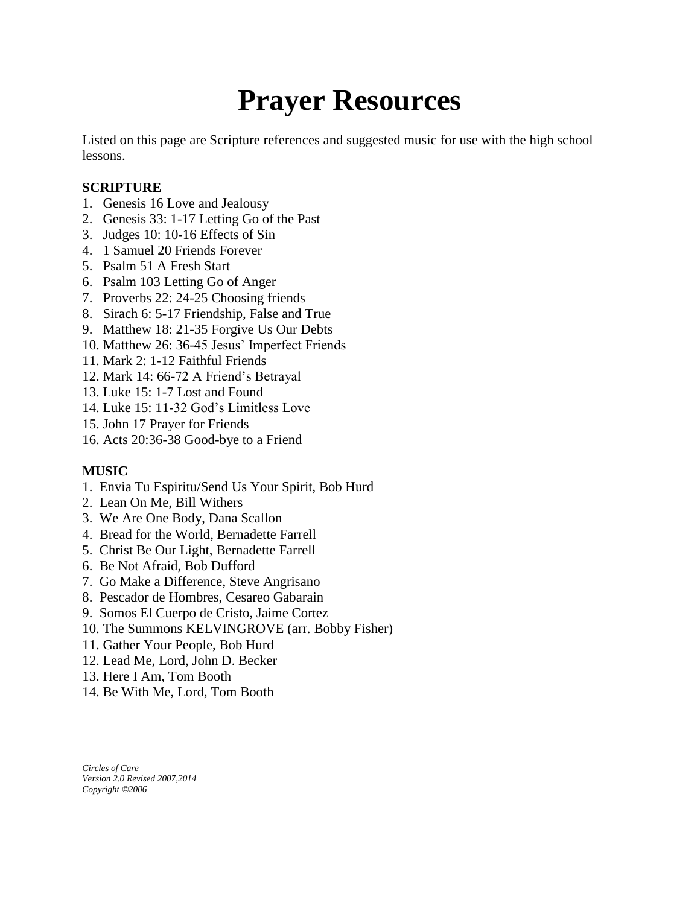# Prayer Resources

Listed on this page are Scripture references and suggested music for use with the high school lessons.

**SCRIPTURE**

1. Genesis 16 Love and Jealousy
2. Genesis 33: 1-17 Letting Go of the Past
3. Judges 10: 10-16 Effects of Sin
4. 1 Samuel 20 Friends Forever
5. Psalm 51 A Fresh Start
6. Psalm 103 Letting Go of Anger
7. Proverbs 22: 24-25 Choosing friends
8. Sirach 6: 5-17 Friendship, False and True
9. Matthew 18: 21-35 Forgive Us Our Debts
10. Matthew 26: 36-45 Jesus' Imperfect Friends
11. Mark 2: 1-12 Faithful Friends
12. Mark 14: 66-72 A Friend's Betrayal
13. Luke 15: 1-7 Lost and Found
14. Luke 15: 11-32 God's Limitless Love
15. John 17 Prayer for Friends
16. Acts 20:36-38 Good-bye to a Friend

**MUSIC**

1. Envia Tu Espiritu/Send Us Your Spirit, Bob Hurd
2. Lean On Me, Bill Withers
3. We Are One Body, Dana Scallon
4. Bread for the World, Bernadette Farrell
5. Christ Be Our Light, Bernadette Farrell
6. Be Not Afraid, Bob Dufford
7. Go Make a Difference, Steve Angrisano
8. Pescador de Hombres, Cesareo Gabarain
9. Somos El Cuerpo de Cristo, Jaime Cortez
10. The Summons KELVINGROVE (arr. Bobby Fisher)
11. Gather Your People, Bob Hurd
12. Lead Me, Lord, John D. Becker
13. Here I Am, Tom Booth
14. Be With Me, Lord, Tom Booth

*Circles of Care*
*Version 2.0 Revised 2007,2014*
*Copyright ©2006*